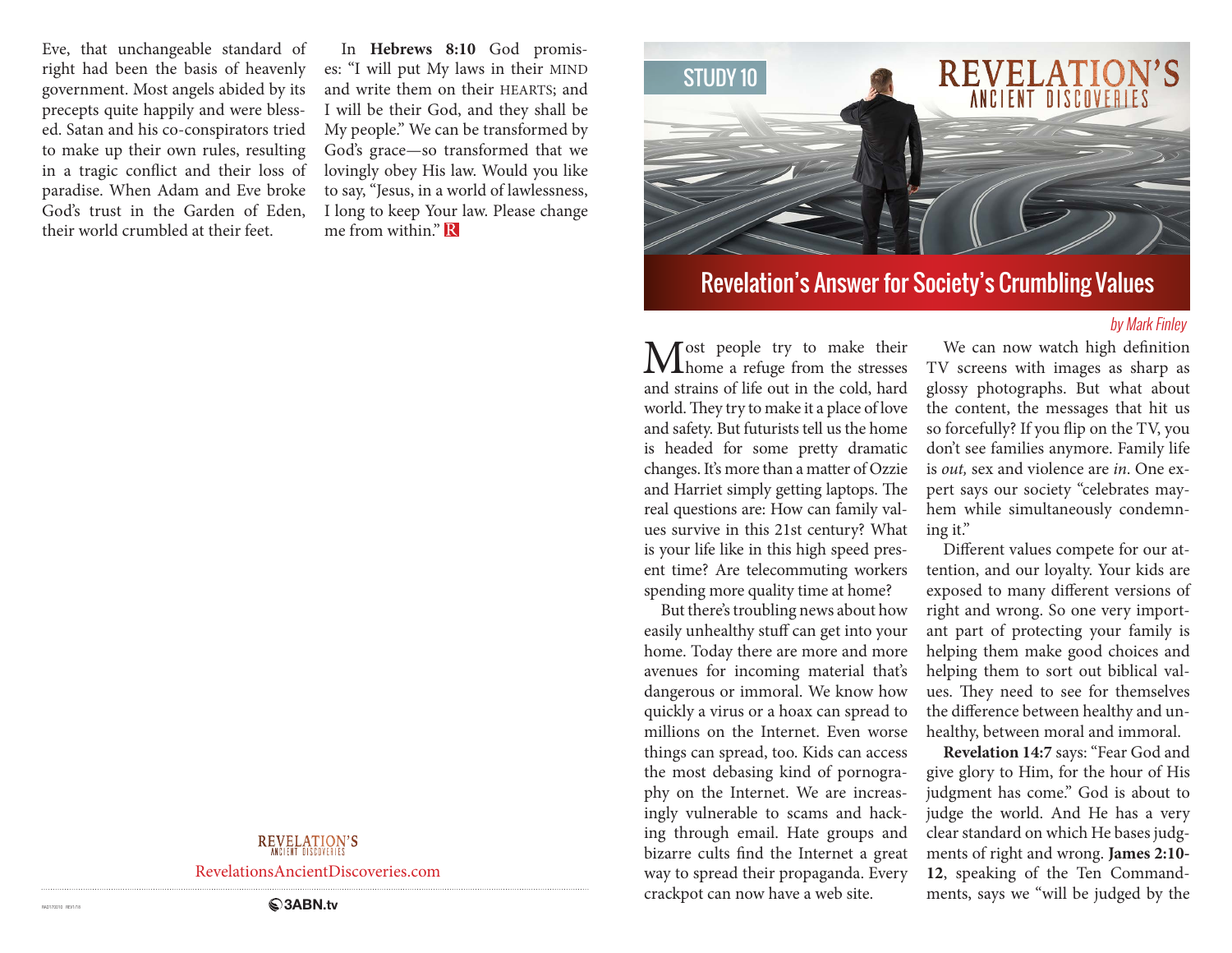Eve, that unchangeable standard of right had been the basis of heavenly government. Most angels abided by its precepts quite happily and were blessed. Satan and his co-conspirators tried to make up their own rules, resulting in a tragic conflict and their loss of paradise. When Adam and Eve broke God's trust in the Garden of Eden, their world crumbled at their feet.

In **Hebrews 8:10** God promises: "I will put My laws in their MIND and write them on their HEARTS; and I will be their God, and they shall be My people." We can be transformed by God's grace—so transformed that we lovingly obey His law. Would you like to say, "Jesus, in a world of lawlessness, I long to keep Your law. Please change me from within."

REVELATION'S ANCIENT DISCOVERIES

RevelationsAncientDiscoveries.com

3ABN.tv

STUDY 10

REVELATION'S ANCIENT DISCOVERIES

# Revelation's Answer for Society's Crumbling Values

*by Mark Finley*

Most people try to make their home a refuge from the stresses and strains of life out in the cold, hard world. They try to make it a place of love and safety. But futurists tell us the home is headed for some pretty dramatic changes. It's more than a matter of Ozzie and Harriet simply getting laptops. The real questions are: How can family values survive in this 21st century? What is your life like in this high speed present time? Are telecommuting workers spending more quality time at home?

But there's troubling news about how easily unhealthy stuff can get into your home. Today there are more and more avenues for incoming material that's dangerous or immoral. We know how quickly a virus or a hoax can spread to millions on the Internet. Even worse things can spread, too. Kids can access the most debasing kind of pornography on the Internet. We are increasingly vulnerable to scams and hacking through email. Hate groups and bizarre cults find the Internet a great way to spread their propaganda. Every crackpot can now have a web site.

We can now watch high definition TV screens with images as sharp as glossy photographs. But what about the content, the messages that hit us so forcefully? If you flip on the TV, you don't see families anymore. Family life is *out,* sex and violence are *in*. One expert says our society "celebrates mayhem while simultaneously condemning it."

Different values compete for our attention, and our loyalty. Your kids are exposed to many different versions of right and wrong. So one very important part of protecting your family is helping them make good choices and helping them to sort out biblical values. They need to see for themselves the difference between healthy and unhealthy, between moral and immoral.

**Revelation 14:7** says: "Fear God and give glory to Him, for the hour of His judgment has come." God is about to judge the world. And He has a very clear standard on which He bases judgments of right and wrong. **James 2:10-12**, speaking of the Ten Commandments, says we "will be judged by the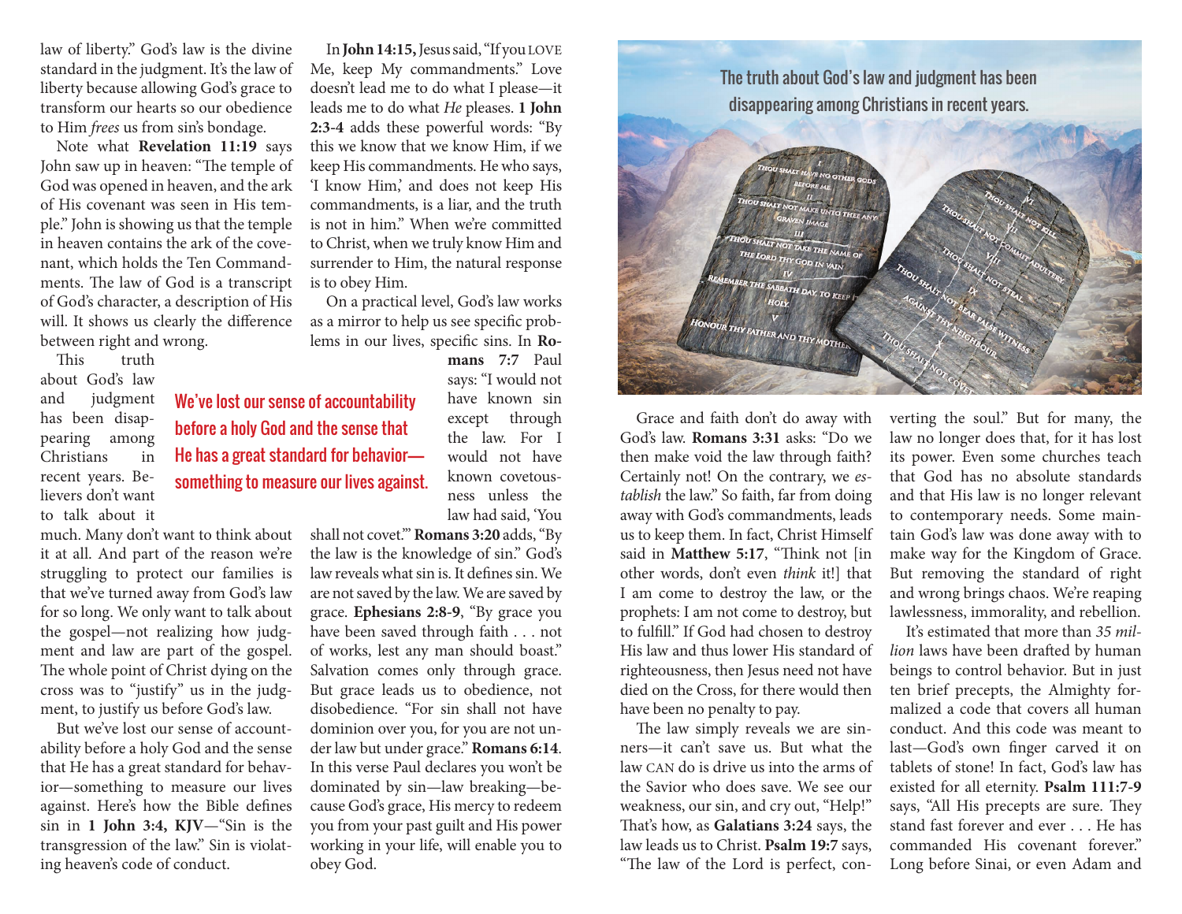law of liberty." God's law is the divine standard in the judgment. It's the law of liberty because allowing God's grace to transform our hearts so our obedience to Him *frees* us from sin's bondage.

Note what **Revelation 11:19** says John saw up in heaven: "The temple of God was opened in heaven, and the ark of His covenant was seen in His temple." John is showing us that the temple in heaven contains the ark of the covenant, which holds the Ten Commandments. The law of God is a transcript of God's character, a description of His will. It shows us clearly the difference between right and wrong.

This truth about God's law and judgment has been disappearing among Christians in recent years. Believers don't want to talk about it much. Many don't want to think about it at all. And part of the reason we're struggling to protect our families is that we've turned away from God's law for so long. We only want to talk about the gospel—not realizing how judgment and law are part of the gospel. The whole point of Christ dying on the cross was to "justify" us in the judgment, to justify us before God's law.

But we've lost our sense of accountability before a holy God and the sense that He has a great standard for behavior—something to measure our lives against. Here's how the Bible defines sin in **1 John 3:4, KJV**—"Sin is the transgression of the law." Sin is violating heaven's code of conduct.

In **John 14:15,** Jesus said, "If you LOVE Me, keep My commandments." Love doesn't lead me to do what I please—it leads me to do what *He* pleases. **1 John 2:3-4** adds these powerful words: "By this we know that we know Him, if we keep His commandments. He who says, 'I know Him,' and does not keep His commandments, is a liar, and the truth is not in him." When we're committed to Christ, when we truly know Him and surrender to Him, the natural response is to obey Him.

On a practical level, God's law works as a mirror to help us see specific problems in our lives, specific sins. In **Romans 7:7** Paul says: "I would not have known sin except through the law. For I would not have known covetousness unless the law had said, 'You shall not covet.'" **Romans 3:20** adds, "By the law is the knowledge of sin." God's law reveals what sin is. It defines sin. We are not saved by the law. We are saved by grace. **Ephesians 2:8-9**, "By grace you have been saved through faith . . . not of works, lest any man should boast." Salvation comes only through grace. But grace leads us to obedience, not disobedience. "For sin shall not have dominion over you, for you are not under law but under grace." **Romans 6:14**. In this verse Paul declares you won't be dominated by sin—law breaking—because God's grace, His mercy to redeem you from your past guilt and His power working in your life, will enable you to obey God.

> We've lost our sense of accountability before a holy God and the sense that He has a great standard for behavior—something to measure our lives against.

> The truth about God's law and judgment has been disappearing among Christians in recent years.

Grace and faith don't do away with God's law. **Romans 3:31** asks: "Do we then make void the law through faith? Certainly not! On the contrary, we *establish* the law." So faith, far from doing away with God's commandments, leads us to keep them. In fact, Christ Himself said in **Matthew 5:17**, "Think not [in other words, don't even *think* it!] that I am come to destroy the law, or the prophets: I am not come to destroy, but to fulfill." If God had chosen to destroy His law and thus lower His standard of righteousness, then Jesus need not have died on the Cross, for there would then have been no penalty to pay.

The law simply reveals we are sinners—it can't save us. But what the law CAN do is drive us into the arms of the Savior who does save. We see our weakness, our sin, and cry out, "Help!" That's how, as **Galatians 3:24** says, the law leads us to Christ. **Psalm 19:7** says, "The law of the Lord is perfect, converting the soul." But for many, the law no longer does that, for it has lost its power. Even some churches teach that God has no absolute standards and that His law is no longer relevant to contemporary needs. Some maintain God's law was done away with to make way for the Kingdom of Grace. But removing the standard of right and wrong brings chaos. We're reaping lawlessness, immorality, and rebellion.

It's estimated that more than *35 million* laws have been drafted by human beings to control behavior. But in just ten brief precepts, the Almighty formalized a code that covers all human conduct. And this code was meant to last—God's own finger carved it on tablets of stone! In fact, God's law has existed for all eternity. **Psalm 111:7-9** says, "All His precepts are sure. They stand fast forever and ever . . . He has commanded His covenant forever." Long before Sinai, or even Adam and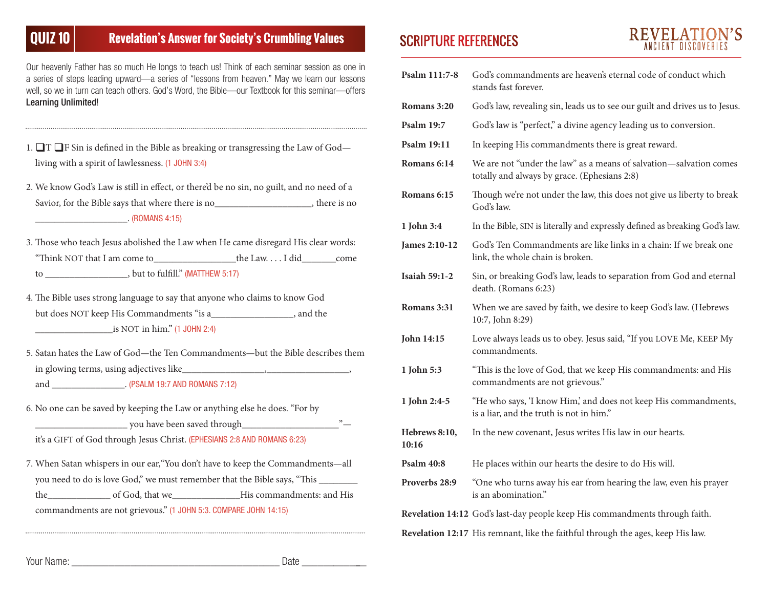## QUIZ 10 Revelation's Answer for Society's Crumbling Values

Our heavenly Father has so much He longs to teach us! Think of each seminar session as one in a series of steps leading upward—a series of "lessons from heaven." May we learn our lessons well, so we in turn can teach others. God's Word, the Bible—our Textbook for this seminar—offers **Learning Unlimited**!

1. ❑T ❑F Sin is defined in the Bible as breaking or transgressing the Law of God—living with a spirit of lawlessness. (1 JOHN 3:4)

2. We know God's Law is still in effect, or there'd be no sin, no guilt, and no need of a Savior, for the Bible says that where there is no____________________, there is no ____________________. (ROMANS 4:15)

3. Those who teach Jesus abolished the Law when He came disregard His clear words: "Think NOT that I am come to_________________the Law. . . . I did_______come to _________________, but to fulfill." (MATTHEW 5:17)

4. The Bible uses strong language to say that anyone who claims to know God but does NOT keep His Commandments "is a_________________, and the ________________is NOT in him." (1 JOHN 2:4)

5. Satan hates the Law of God—the Ten Commandments—but the Bible describes them in glowing terms, using adjectives like_________________,_________________, and ________________. (PSALM 19:7 AND ROMANS 7:12)

6. No one can be saved by keeping the Law or anything else he does. "For by ____________________ you have been saved through____________________"—it's a GIFT of God through Jesus Christ. (EPHESIANS 2:8 AND ROMANS 6:23)

7. When Satan whispers in our ear,"You don't have to keep the Commandments—all you need to do is love God," we must remember that the Bible says, "This ________ the_____________ of God, that we______________His commandments: and His commandments are not grievous." (1 JOHN 5:3. COMPARE JOHN 14:15)

Your Name: ____________________________________________ Date ____________

## SCRIPTURE REFERENCES

REVELATION'S ANCIENT DISCOVERIES

| | |
|---|---|
| **Psalm 111:7-8** | God's commandments are heaven's eternal code of conduct which stands fast forever. |
| **Romans 3:20** | God's law, revealing sin, leads us to see our guilt and drives us to Jesus. |
| **Psalm 19:7** | God's law is "perfect," a divine agency leading us to conversion. |
| **Psalm 19:11** | In keeping His commandments there is great reward. |
| **Romans 6:14** | We are not "under the law" as a means of salvation—salvation comes totally and always by grace. (Ephesians 2:8) |
| **Romans 6:15** | Though we're not under the law, this does not give us liberty to break God's law. |
| **1 John 3:4** | In the Bible, SIN is literally and expressly defined as breaking God's law. |
| **James 2:10-12** | God's Ten Commandments are like links in a chain: If we break one link, the whole chain is broken. |
| **Isaiah 59:1-2** | Sin, or breaking God's law, leads to separation from God and eternal death. (Romans 6:23) |
| **Romans 3:31** | When we are saved by faith, we desire to keep God's law. (Hebrews 10:7, John 8:29) |
| **John 14:15** | Love always leads us to obey. Jesus said, "If you LOVE Me, KEEP My commandments. |
| **1 John 5:3** | "This is the love of God, that we keep His commandments: and His commandments are not grievous." |
| **1 John 2:4-5** | "He who says, 'I know Him,' and does not keep His commandments, is a liar, and the truth is not in him." |
| **Hebrews 8:10, 10:16** | In the new covenant, Jesus writes His law in our hearts. |
| **Psalm 40:8** | He places within our hearts the desire to do His will. |
| **Proverbs 28:9** | "One who turns away his ear from hearing the law, even his prayer is an abomination." |
| **Revelation 14:12** | God's last-day people keep His commandments through faith. |
| **Revelation 12:17** | His remnant, like the faithful through the ages, keep His law. |